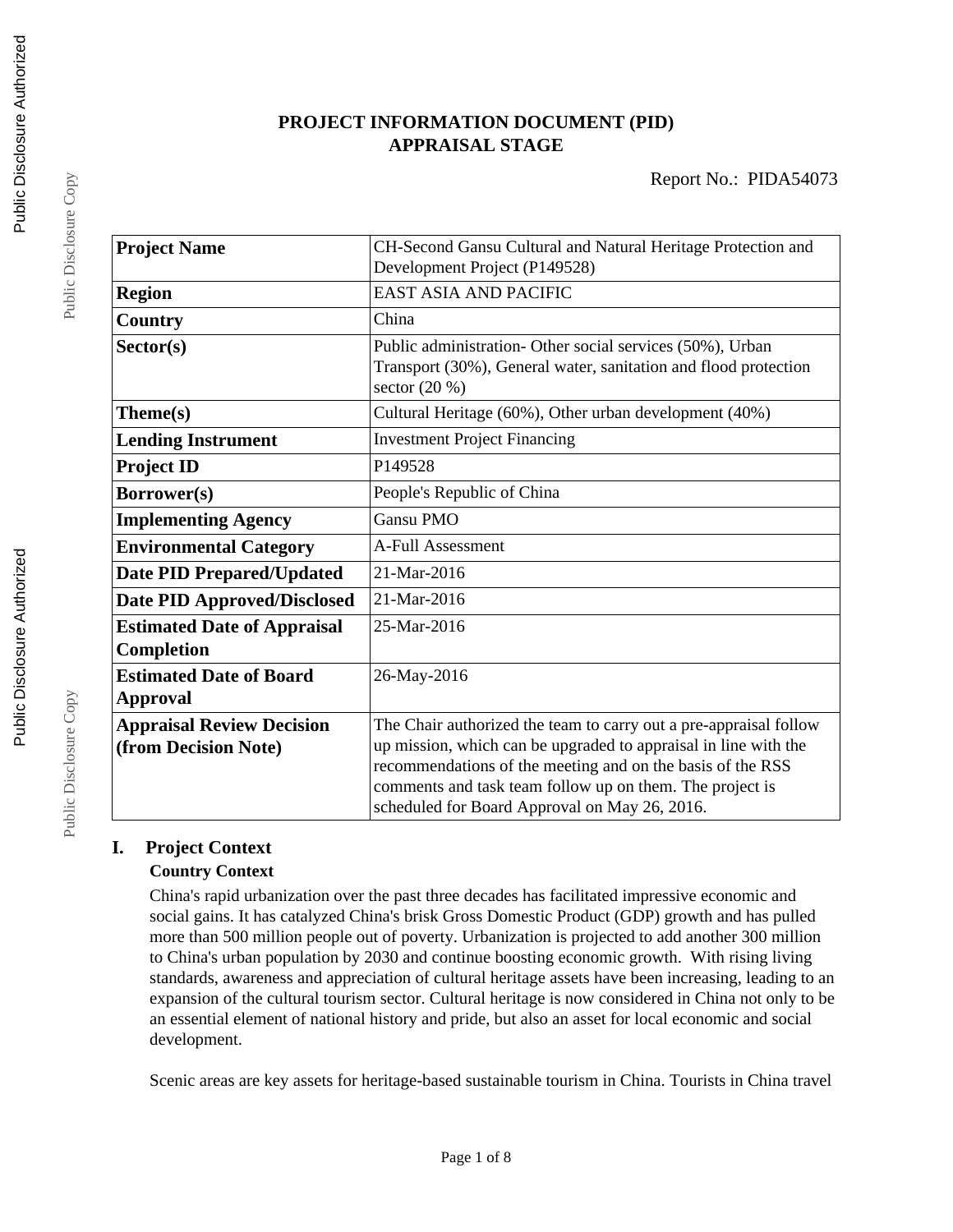# PROJECT INFORMATION DOCUMENT (PID)
## APPRAISAL STAGE

Report No.: PIDA54073

| | |
|---|---|
| **Project Name** | CH-Second Gansu Cultural and Natural Heritage Protection and Development Project (P149528) |
| **Region** | EAST ASIA AND PACIFIC |
| **Country** | China |
| **Sector(s)** | Public administration- Other social services (50%), Urban Transport (30%), General water, sanitation and flood protection sector (20 %) |
| **Theme(s)** | Cultural Heritage (60%), Other urban development (40%) |
| **Lending Instrument** | Investment Project Financing |
| **Project ID** | P149528 |
| **Borrower(s)** | People's Republic of China |
| **Implementing Agency** | Gansu PMO |
| **Environmental Category** | A-Full Assessment |
| **Date PID Prepared/Updated** | 21-Mar-2016 |
| **Date PID Approved/Disclosed** | 21-Mar-2016 |
| **Estimated Date of Appraisal Completion** | 25-Mar-2016 |
| **Estimated Date of Board Approval** | 26-May-2016 |
| **Appraisal Review Decision (from Decision Note)** | The Chair authorized the team to carry out a pre-appraisal follow up mission, which can be upgraded to appraisal in line with the recommendations of the meeting and on the basis of the RSS comments and task team follow up on them. The project is scheduled for Board Approval on May 26, 2016. |

## I. Project Context

### Country Context

China's rapid urbanization over the past three decades has facilitated impressive economic and social gains. It has catalyzed China's brisk Gross Domestic Product (GDP) growth and has pulled more than 500 million people out of poverty. Urbanization is projected to add another 300 million to China's urban population by 2030 and continue boosting economic growth. With rising living standards, awareness and appreciation of cultural heritage assets have been increasing, leading to an expansion of the cultural tourism sector. Cultural heritage is now considered in China not only to be an essential element of national history and pride, but also an asset for local economic and social development.

Scenic areas are key assets for heritage-based sustainable tourism in China. Tourists in China travel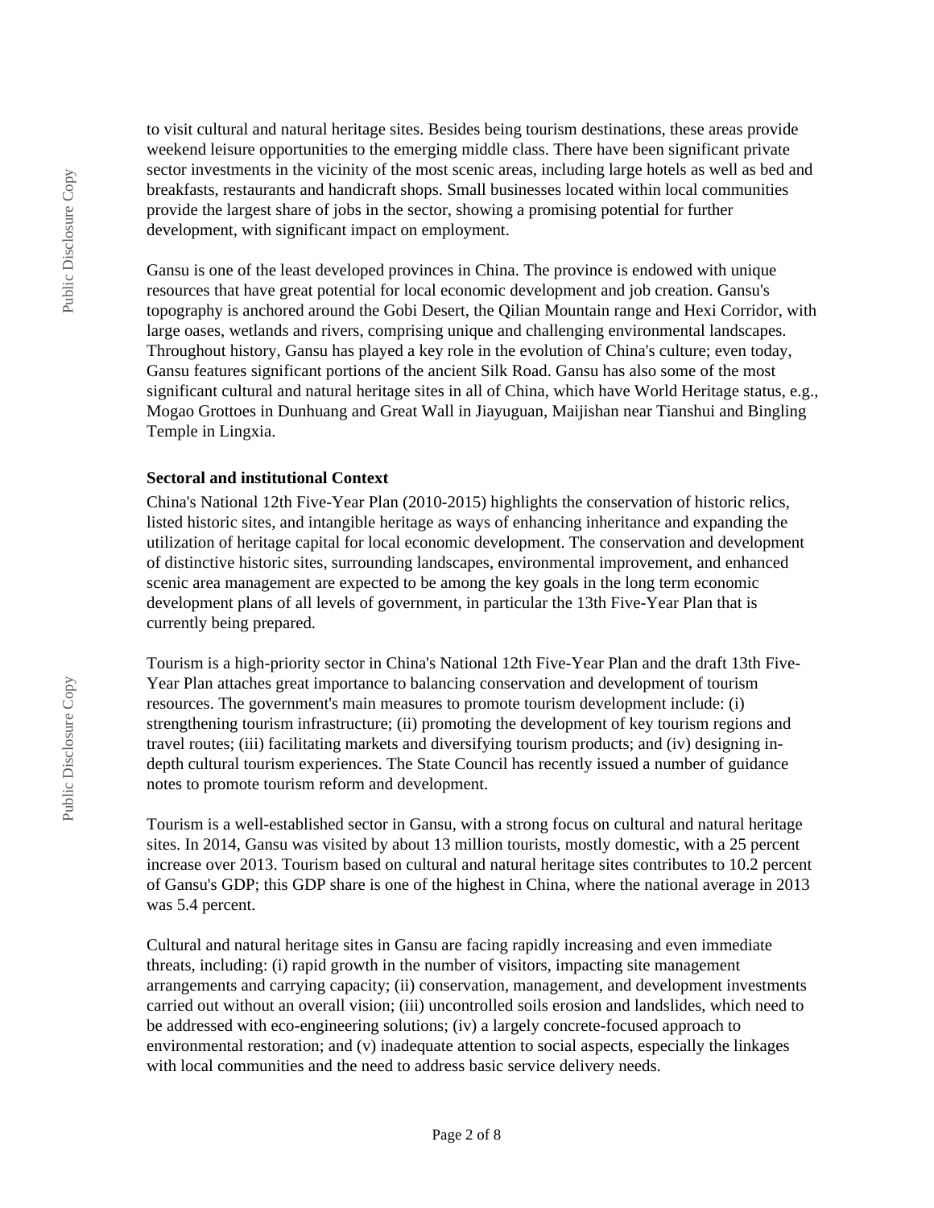to visit cultural and natural heritage sites. Besides being tourism destinations, these areas provide weekend leisure opportunities to the emerging middle class. There have been significant private sector investments in the vicinity of the most scenic areas, including large hotels as well as bed and breakfasts, restaurants and handicraft shops. Small businesses located within local communities provide the largest share of jobs in the sector, showing a promising potential for further development, with significant impact on employment.

Gansu is one of the least developed provinces in China. The province is endowed with unique resources that have great potential for local economic development and job creation. Gansu's topography is anchored around the Gobi Desert, the Qilian Mountain range and Hexi Corridor, with large oases, wetlands and rivers, comprising unique and challenging environmental landscapes. Throughout history, Gansu has played a key role in the evolution of China's culture; even today, Gansu features significant portions of the ancient Silk Road. Gansu has also some of the most significant cultural and natural heritage sites in all of China, which have World Heritage status, e.g., Mogao Grottoes in Dunhuang and Great Wall in Jiayuguan, Maijishan near Tianshui and Bingling Temple in Lingxia.

**Sectoral and institutional Context**

China's National 12th Five-Year Plan (2010-2015) highlights the conservation of historic relics, listed historic sites, and intangible heritage as ways of enhancing inheritance and expanding the utilization of heritage capital for local economic development. The conservation and development of distinctive historic sites, surrounding landscapes, environmental improvement, and enhanced scenic area management are expected to be among the key goals in the long term economic development plans of all levels of government, in particular the 13th Five-Year Plan that is currently being prepared.

Tourism is a high-priority sector in China's National 12th Five-Year Plan and the draft 13th Five-Year Plan attaches great importance to balancing conservation and development of tourism resources. The government's main measures to promote tourism development include: (i) strengthening tourism infrastructure; (ii) promoting the development of key tourism regions and travel routes; (iii) facilitating markets and diversifying tourism products; and (iv) designing in-depth cultural tourism experiences. The State Council has recently issued a number of guidance notes to promote tourism reform and development.

Tourism is a well-established sector in Gansu, with a strong focus on cultural and natural heritage sites. In 2014, Gansu was visited by about 13 million tourists, mostly domestic, with a 25 percent increase over 2013. Tourism based on cultural and natural heritage sites contributes to 10.2 percent of Gansu's GDP; this GDP share is one of the highest in China, where the national average in 2013 was 5.4 percent.

Cultural and natural heritage sites in Gansu are facing rapidly increasing and even immediate threats, including: (i) rapid growth in the number of visitors, impacting site management arrangements and carrying capacity; (ii) conservation, management, and development investments carried out without an overall vision; (iii) uncontrolled soils erosion and landslides, which need to be addressed with eco-engineering solutions; (iv) a largely concrete-focused approach to environmental restoration; and (v) inadequate attention to social aspects, especially the linkages with local communities and the need to address basic service delivery needs.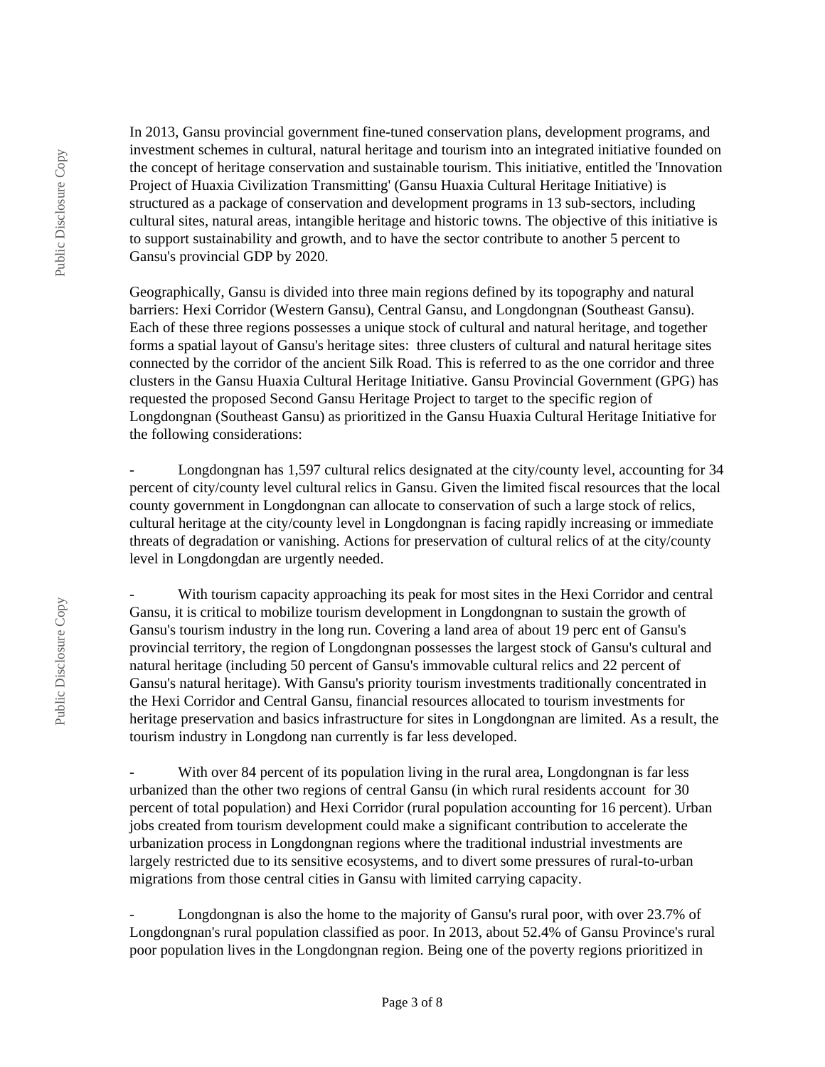In 2013, Gansu provincial government fine-tuned conservation plans, development programs, and investment schemes in cultural, natural heritage and tourism into an integrated initiative founded on the concept of heritage conservation and sustainable tourism. This initiative, entitled the 'Innovation Project of Huaxia Civilization Transmitting' (Gansu Huaxia Cultural Heritage Initiative) is structured as a package of conservation and development programs in 13 sub-sectors, including cultural sites, natural areas, intangible heritage and historic towns. The objective of this initiative is to support sustainability and growth, and to have the sector contribute to another 5 percent to Gansu's provincial GDP by 2020.

Geographically, Gansu is divided into three main regions defined by its topography and natural barriers: Hexi Corridor (Western Gansu), Central Gansu, and Longdongnan (Southeast Gansu). Each of these three regions possesses a unique stock of cultural and natural heritage, and together forms a spatial layout of Gansu's heritage sites: three clusters of cultural and natural heritage sites connected by the corridor of the ancient Silk Road. This is referred to as the one corridor and three clusters in the Gansu Huaxia Cultural Heritage Initiative. Gansu Provincial Government (GPG) has requested the proposed Second Gansu Heritage Project to target to the specific region of Longdongnan (Southeast Gansu) as prioritized in the Gansu Huaxia Cultural Heritage Initiative for the following considerations:

- Longdongnan has 1,597 cultural relics designated at the city/county level, accounting for 34 percent of city/county level cultural relics in Gansu. Given the limited fiscal resources that the local county government in Longdongnan can allocate to conservation of such a large stock of relics, cultural heritage at the city/county level in Longdongnan is facing rapidly increasing or immediate threats of degradation or vanishing. Actions for preservation of cultural relics of at the city/county level in Longdongdan are urgently needed.

- With tourism capacity approaching its peak for most sites in the Hexi Corridor and central Gansu, it is critical to mobilize tourism development in Longdongnan to sustain the growth of Gansu's tourism industry in the long run. Covering a land area of about 19 perc ent of Gansu's provincial territory, the region of Longdongnan possesses the largest stock of Gansu's cultural and natural heritage (including 50 percent of Gansu's immovable cultural relics and 22 percent of Gansu's natural heritage). With Gansu's priority tourism investments traditionally concentrated in the Hexi Corridor and Central Gansu, financial resources allocated to tourism investments for heritage preservation and basics infrastructure for sites in Longdongnan are limited. As a result, the tourism industry in Longdong nan currently is far less developed.

- With over 84 percent of its population living in the rural area, Longdongnan is far less urbanized than the other two regions of central Gansu (in which rural residents account for 30 percent of total population) and Hexi Corridor (rural population accounting for 16 percent). Urban jobs created from tourism development could make a significant contribution to accelerate the urbanization process in Longdongnan regions where the traditional industrial investments are largely restricted due to its sensitive ecosystems, and to divert some pressures of rural-to-urban migrations from those central cities in Gansu with limited carrying capacity.

- Longdongnan is also the home to the majority of Gansu's rural poor, with over 23.7% of Longdongnan's rural population classified as poor. In 2013, about 52.4% of Gansu Province's rural poor population lives in the Longdongnan region. Being one of the poverty regions prioritized in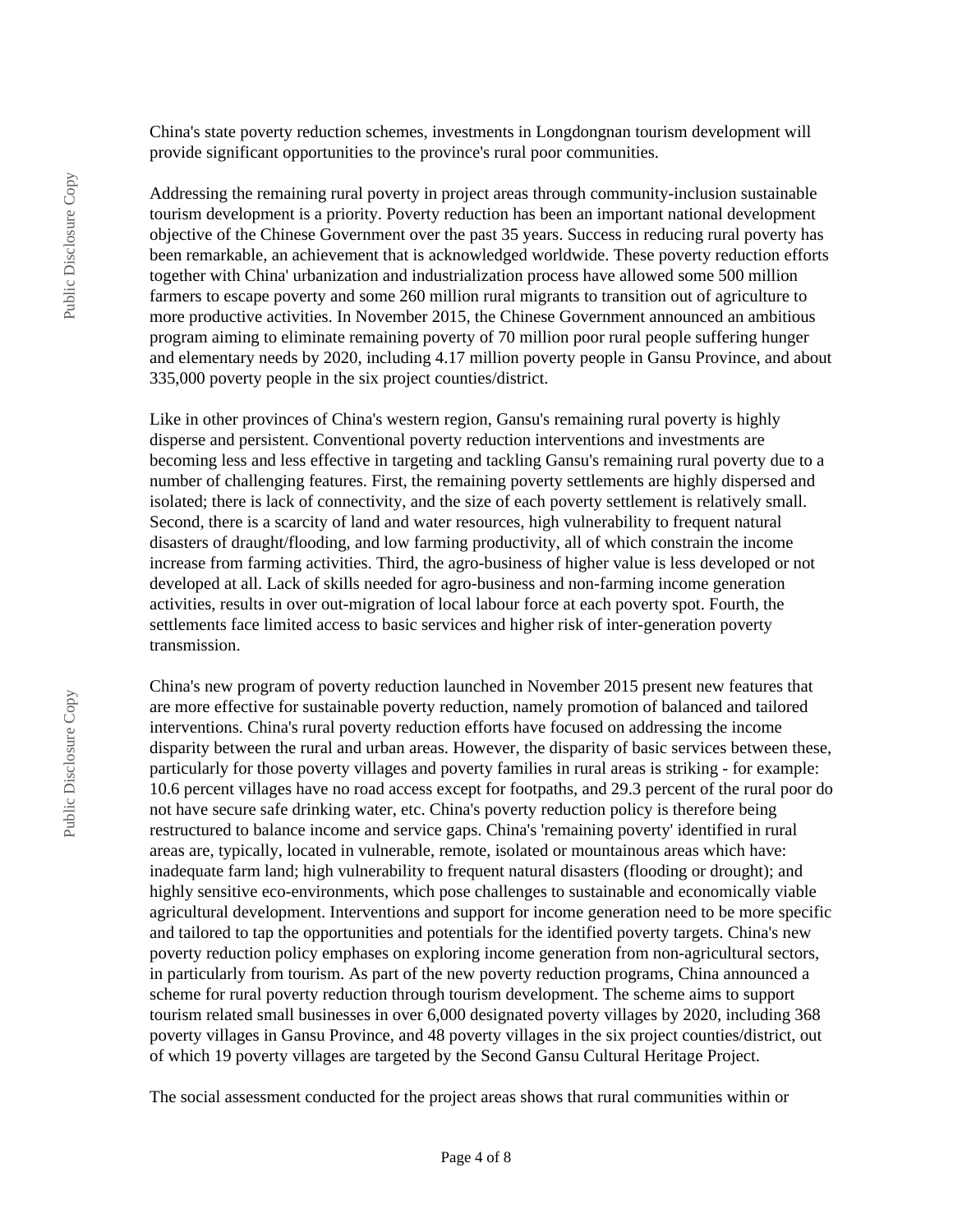China's state poverty reduction schemes, investments in Longdongnan tourism development will provide significant opportunities to the province's rural poor communities.

Addressing the remaining rural poverty in project areas through community-inclusion sustainable tourism development is a priority. Poverty reduction has been an important national development objective of the Chinese Government over the past 35 years. Success in reducing rural poverty has been remarkable, an achievement that is acknowledged worldwide. These poverty reduction efforts together with China' urbanization and industrialization process have allowed some 500 million farmers to escape poverty and some 260 million rural migrants to transition out of agriculture to more productive activities. In November 2015, the Chinese Government announced an ambitious program aiming to eliminate remaining poverty of 70 million poor rural people suffering hunger and elementary needs by 2020, including 4.17 million poverty people in Gansu Province, and about 335,000 poverty people in the six project counties/district.

Like in other provinces of China's western region, Gansu's remaining rural poverty is highly disperse and persistent. Conventional poverty reduction interventions and investments are becoming less and less effective in targeting and tackling Gansu's remaining rural poverty due to a number of challenging features. First, the remaining poverty settlements are highly dispersed and isolated; there is lack of connectivity, and the size of each poverty settlement is relatively small. Second, there is a scarcity of land and water resources, high vulnerability to frequent natural disasters of draught/flooding, and low farming productivity, all of which constrain the income increase from farming activities. Third, the agro-business of higher value is less developed or not developed at all. Lack of skills needed for agro-business and non-farming income generation activities, results in over out-migration of local labour force at each poverty spot. Fourth, the settlements face limited access to basic services and higher risk of inter-generation poverty transmission.

China's new program of poverty reduction launched in November 2015 present new features that are more effective for sustainable poverty reduction, namely promotion of balanced and tailored interventions. China's rural poverty reduction efforts have focused on addressing the income disparity between the rural and urban areas. However, the disparity of basic services between these, particularly for those poverty villages and poverty families in rural areas is striking - for example: 10.6 percent villages have no road access except for footpaths, and 29.3 percent of the rural poor do not have secure safe drinking water, etc. China's poverty reduction policy is therefore being restructured to balance income and service gaps. China's 'remaining poverty' identified in rural areas are, typically, located in vulnerable, remote, isolated or mountainous areas which have: inadequate farm land; high vulnerability to frequent natural disasters (flooding or drought); and highly sensitive eco-environments, which pose challenges to sustainable and economically viable agricultural development. Interventions and support for income generation need to be more specific and tailored to tap the opportunities and potentials for the identified poverty targets. China's new poverty reduction policy emphases on exploring income generation from non-agricultural sectors, in particularly from tourism. As part of the new poverty reduction programs, China announced a scheme for rural poverty reduction through tourism development. The scheme aims to support tourism related small businesses in over 6,000 designated poverty villages by 2020, including 368 poverty villages in Gansu Province, and 48 poverty villages in the six project counties/district, out of which 19 poverty villages are targeted by the Second Gansu Cultural Heritage Project.

The social assessment conducted for the project areas shows that rural communities within or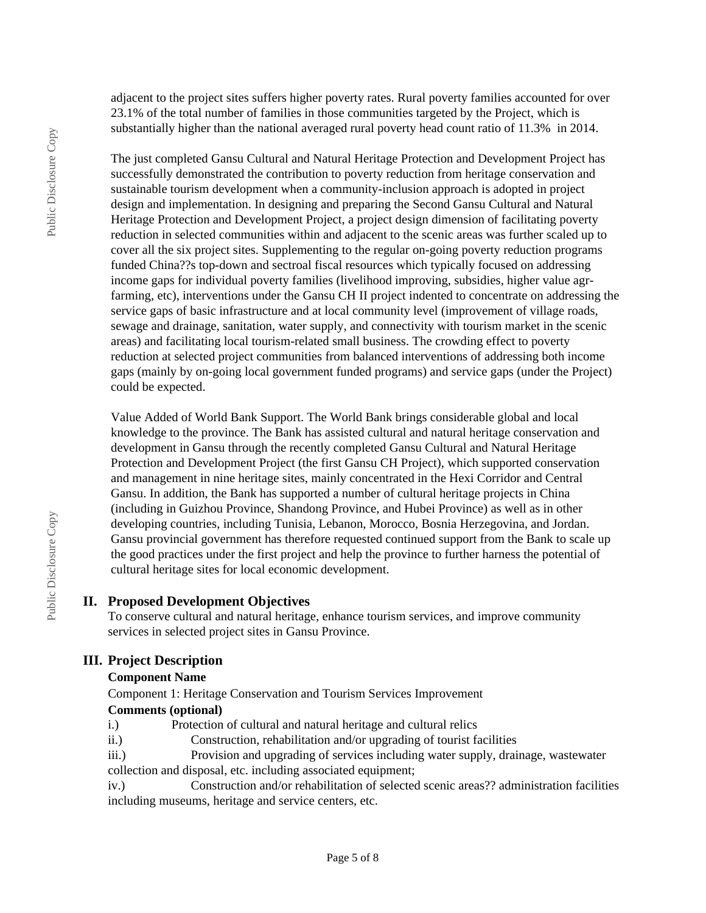adjacent to the project sites suffers higher poverty rates. Rural poverty families accounted for over 23.1% of the total number of families in those communities targeted by the Project, which is substantially higher than the national averaged rural poverty head count ratio of 11.3% in 2014.

The just completed Gansu Cultural and Natural Heritage Protection and Development Project has successfully demonstrated the contribution to poverty reduction from heritage conservation and sustainable tourism development when a community-inclusion approach is adopted in project design and implementation. In designing and preparing the Second Gansu Cultural and Natural Heritage Protection and Development Project, a project design dimension of facilitating poverty reduction in selected communities within and adjacent to the scenic areas was further scaled up to cover all the six project sites. Supplementing to the regular on-going poverty reduction programs funded China??s top-down and sectroal fiscal resources which typically focused on addressing income gaps for individual poverty families (livelihood improving, subsidies, higher value agr-farming, etc), interventions under the Gansu CH II project indented to concentrate on addressing the service gaps of basic infrastructure and at local community level (improvement of village roads, sewage and drainage, sanitation, water supply, and connectivity with tourism market in the scenic areas) and facilitating local tourism-related small business. The crowding effect to poverty reduction at selected project communities from balanced interventions of addressing both income gaps (mainly by on-going local government funded programs) and service gaps (under the Project) could be expected.

Value Added of World Bank Support. The World Bank brings considerable global and local knowledge to the province. The Bank has assisted cultural and natural heritage conservation and development in Gansu through the recently completed Gansu Cultural and Natural Heritage Protection and Development Project (the first Gansu CH Project), which supported conservation and management in nine heritage sites, mainly concentrated in the Hexi Corridor and Central Gansu. In addition, the Bank has supported a number of cultural heritage projects in China (including in Guizhou Province, Shandong Province, and Hubei Province) as well as in other developing countries, including Tunisia, Lebanon, Morocco, Bosnia Herzegovina, and Jordan. Gansu provincial government has therefore requested continued support from the Bank to scale up the good practices under the first project and help the province to further harness the potential of cultural heritage sites for local economic development.

## II. Proposed Development Objectives

To conserve cultural and natural heritage, enhance tourism services, and improve community services in selected project sites in Gansu Province.

## III. Project Description

**Component Name**

Component 1: Heritage Conservation and Tourism Services Improvement

**Comments (optional)**

i.) Protection of cultural and natural heritage and cultural relics

ii.) Construction, rehabilitation and/or upgrading of tourist facilities

iii.) Provision and upgrading of services including water supply, drainage, wastewater collection and disposal, etc. including associated equipment;

iv.) Construction and/or rehabilitation of selected scenic areas?? administration facilities including museums, heritage and service centers, etc.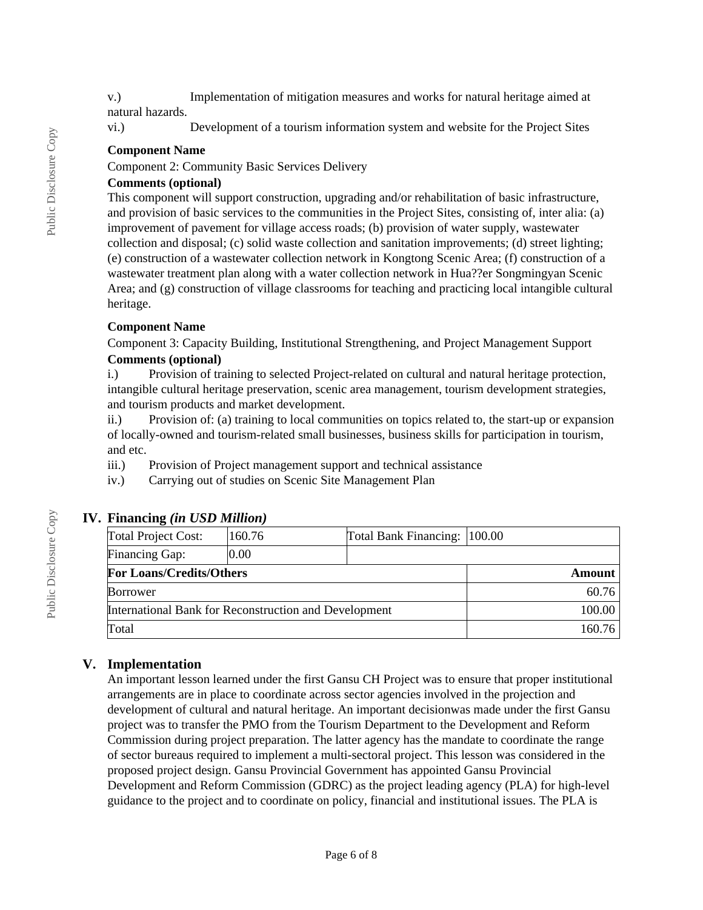v.) Implementation of mitigation measures and works for natural heritage aimed at natural hazards.

vi.) Development of a tourism information system and website for the Project Sites

**Component Name**

Component 2: Community Basic Services Delivery

**Comments (optional)**

This component will support construction, upgrading and/or rehabilitation of basic infrastructure, and provision of basic services to the communities in the Project Sites, consisting of, inter alia: (a) improvement of pavement for village access roads; (b) provision of water supply, wastewater collection and disposal; (c) solid waste collection and sanitation improvements; (d) street lighting; (e) construction of a wastewater collection network in Kongtong Scenic Area; (f) construction of a wastewater treatment plan along with a water collection network in Hua??er Songmingyan Scenic Area; and (g) construction of village classrooms for teaching and practicing local intangible cultural heritage.

**Component Name**

Component 3: Capacity Building, Institutional Strengthening, and Project Management Support

**Comments (optional)**

i.) Provision of training to selected Project-related on cultural and natural heritage protection, intangible cultural heritage preservation, scenic area management, tourism development strategies, and tourism products and market development.

ii.) Provision of: (a) training to local communities on topics related to, the start-up or expansion of locally-owned and tourism-related small businesses, business skills for participation in tourism, and etc.

iii.) Provision of Project management support and technical assistance

iv.) Carrying out of studies on Scenic Site Management Plan

## IV. Financing *(in USD Million)*

| Total Project Cost: | 160.76 | Total Bank Financing: | 100.00 |
|---|---|---|---|
| Financing Gap: | 0.00 | | |

| **For Loans/Credits/Others** | **Amount** |
|---|---|
| Borrower | 60.76 |
| International Bank for Reconstruction and Development | 100.00 |
| Total | 160.76 |

## V. Implementation

An important lesson learned under the first Gansu CH Project was to ensure that proper institutional arrangements are in place to coordinate across sector agencies involved in the projection and development of cultural and natural heritage. An important decisionwas made under the first Gansu project was to transfer the PMO from the Tourism Department to the Development and Reform Commission during project preparation. The latter agency has the mandate to coordinate the range of sector bureaus required to implement a multi-sectoral project. This lesson was considered in the proposed project design. Gansu Provincial Government has appointed Gansu Provincial Development and Reform Commission (GDRC) as the project leading agency (PLA) for high-level guidance to the project and to coordinate on policy, financial and institutional issues. The PLA is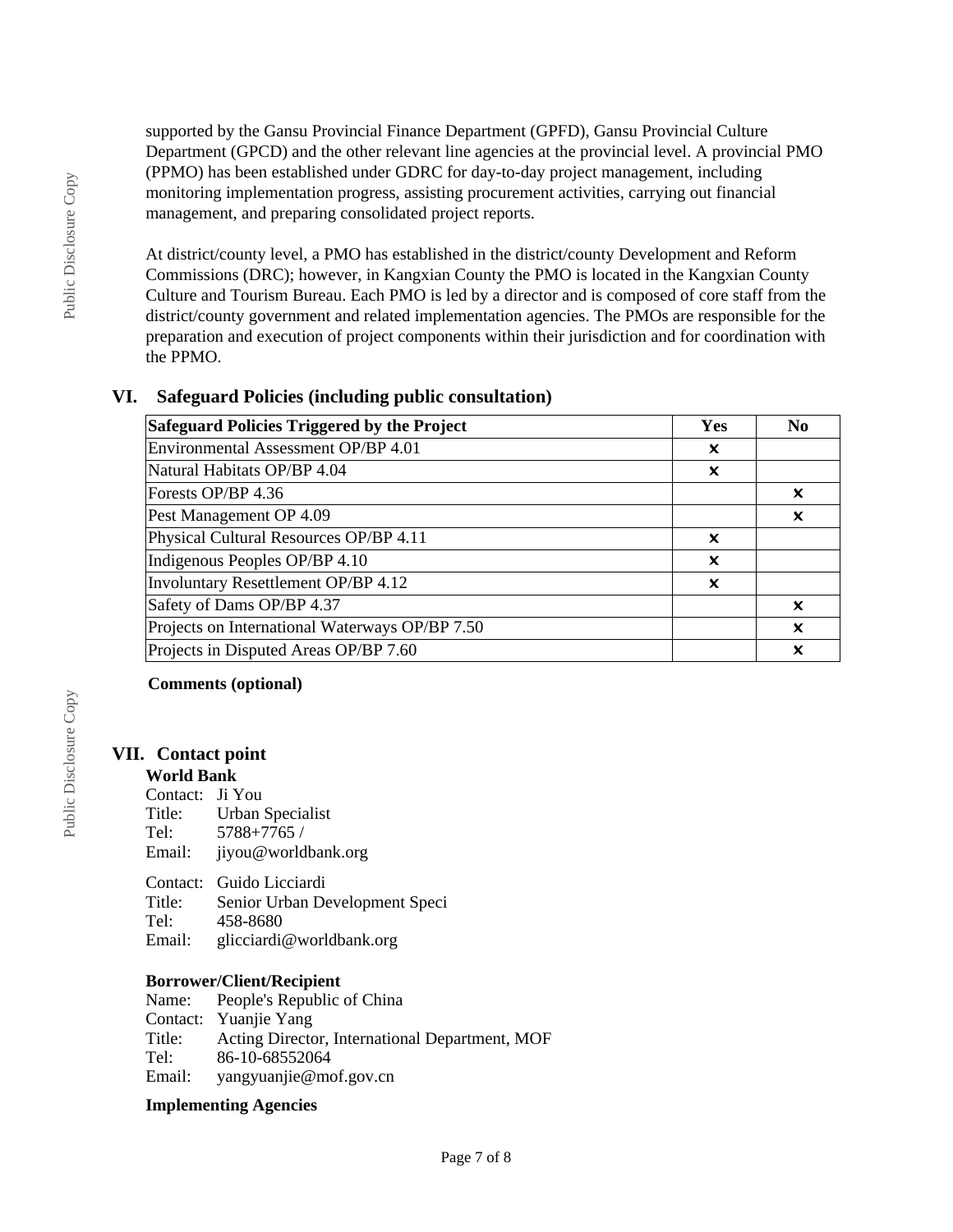supported by the Gansu Provincial Finance Department (GPFD), Gansu Provincial Culture Department (GPCD) and the other relevant line agencies at the provincial level. A provincial PMO (PPMO) has been established under GDRC for day-to-day project management, including monitoring implementation progress, assisting procurement activities, carrying out financial management, and preparing consolidated project reports.

At district/county level, a PMO has established in the district/county Development and Reform Commissions (DRC); however, in Kangxian County the PMO is located in the Kangxian County Culture and Tourism Bureau. Each PMO is led by a director and is composed of core staff from the district/county government and related implementation agencies. The PMOs are responsible for the preparation and execution of project components within their jurisdiction and for coordination with the PPMO.

## VI. Safeguard Policies (including public consultation)

| Safeguard Policies Triggered by the Project | Yes | No |
|---|---|---|
| Environmental Assessment OP/BP 4.01 | ✕ | |
| Natural Habitats OP/BP 4.04 | ✕ | |
| Forests OP/BP 4.36 | | ✕ |
| Pest Management OP 4.09 | | ✕ |
| Physical Cultural Resources OP/BP 4.11 | ✕ | |
| Indigenous Peoples OP/BP 4.10 | ✕ | |
| Involuntary Resettlement OP/BP 4.12 | ✕ | |
| Safety of Dams OP/BP 4.37 | | ✕ |
| Projects on International Waterways OP/BP 7.50 | | ✕ |
| Projects in Disputed Areas OP/BP 7.60 | | ✕ |

**Comments (optional)**

## VII. Contact point

**World Bank**

Contact: Ji You
Title: Urban Specialist
Tel: 5788+7765 /
Email: jiyou@worldbank.org

Contact: Guido Licciardi
Title: Senior Urban Development Speci
Tel: 458-8680
Email: glicciardi@worldbank.org

**Borrower/Client/Recipient**

Name: People's Republic of China
Contact: Yuanjie Yang
Title: Acting Director, International Department, MOF
Tel: 86-10-68552064
Email: yangyuanjie@mof.gov.cn

**Implementing Agencies**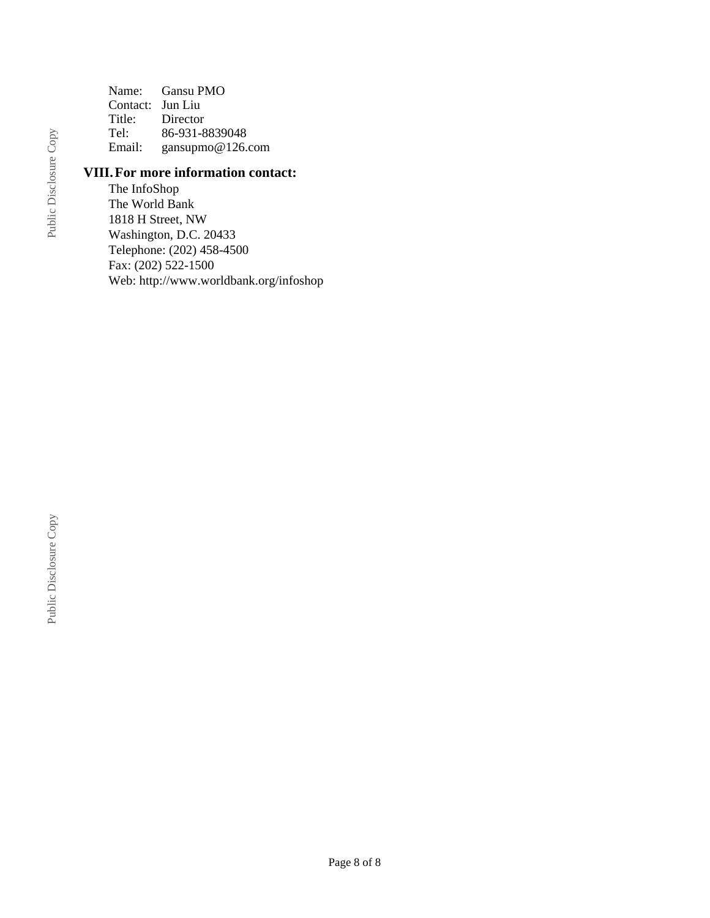Name: Gansu PMO
Contact: Jun Liu
Title: Director
Tel: 86-931-8839048
Email: gansupmo@126.com

## VIII. For more information contact:

The InfoShop
The World Bank
1818 H Street, NW
Washington, D.C. 20433
Telephone: (202) 458-4500
Fax: (202) 522-1500
Web: http://www.worldbank.org/infoshop